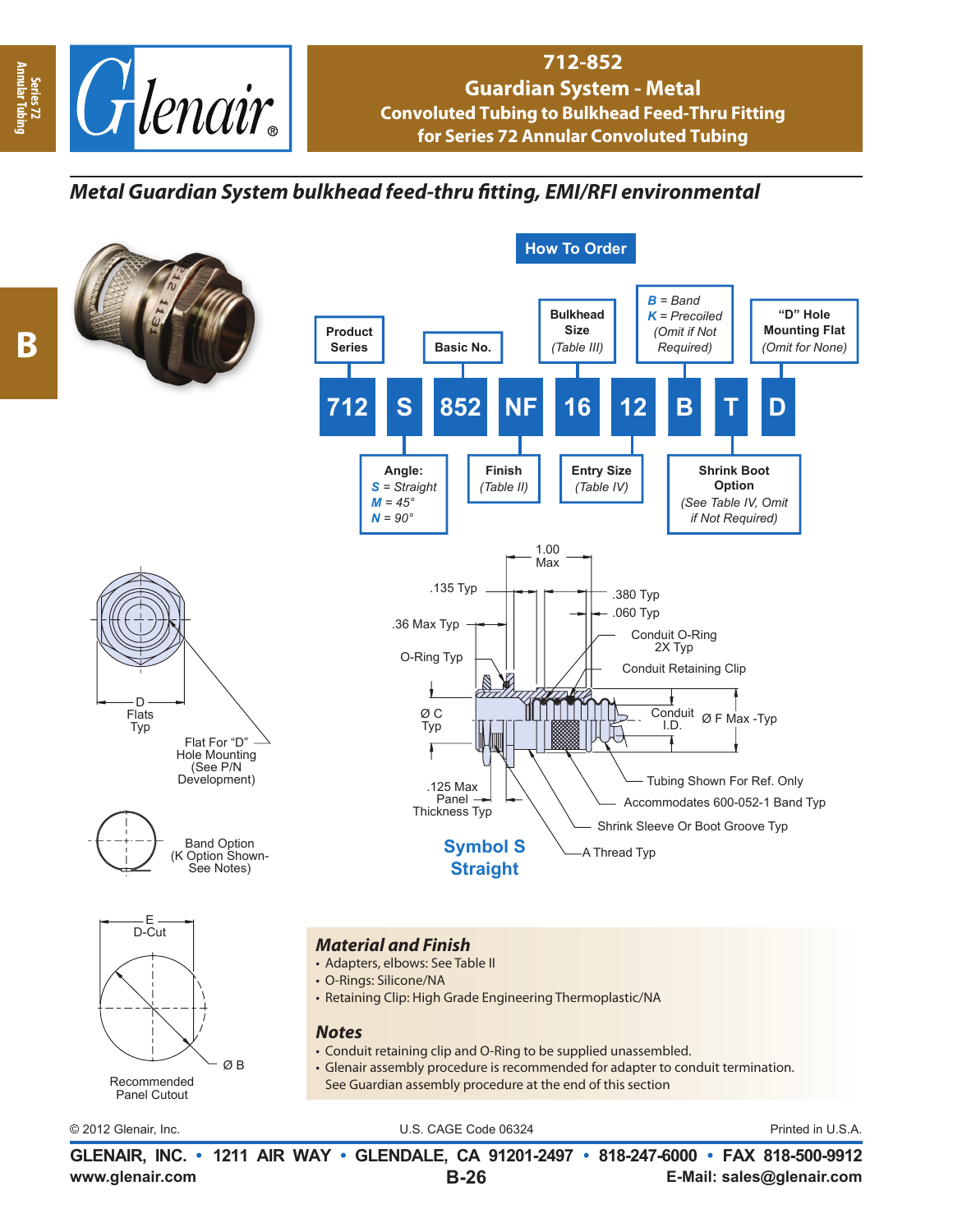# 712-852
## Guardian System - Metal
### Convoluted Tubing to Bulkhead Feed-Thru Fitting for Series 72 Annular Convoluted Tubing

*Metal Guardian System bulkhead feed-thru fitting, EMI/RFI environmental*

## How To Order

| 712 | S | 852 | NF | 16 | 12 | B | T | D |
|---|---|---|---|---|---|---|---|---|
| Product Series | Angle: *S* = Straight, *M* = 45°, *N* = 90° | Basic No. | Finish (Table II) | Bulkhead Size (Table III) | Entry Size (Table IV) | *B* = Band, *K* = Precoiled (Omit if Not Required) | Shrink Boot Option (See Table IV, Omit if Not Required) | "D" Hole Mounting Flat (Omit for None) |

D Flats Typ

Flat For "D" Hole Mounting (See P/N Development)

Band Option (K Option Shown- See Notes)

E D-Cut

Ø B

Recommended Panel Cutout

1.00 Max

.135 Typ

.380 Typ

.060 Typ

.36 Max Typ

Conduit O-Ring 2X Typ

O-Ring Typ

Conduit Retaining Clip

Ø C Typ

Conduit I.D.

Ø F Max -Typ

.125 Max Panel Thickness Typ

Tubing Shown For Ref. Only

Accommodates 600-052-1 Band Typ

Shrink Sleeve Or Boot Groove Typ

A Thread Typ

**Symbol S Straight**

### Material and Finish
- Adapters, elbows: See Table II
- O-Rings: Silicone/NA
- Retaining Clip: High Grade Engineering Thermoplastic/NA

### Notes
- Conduit retaining clip and O-Ring to be supplied unassembled.
- Glenair assembly procedure is recommended for adapter to conduit termination. See Guardian assembly procedure at the end of this section

© 2012 Glenair, Inc. U.S. CAGE Code 06324 Printed in U.S.A.

**GLENAIR, INC. • 1211 AIR WAY • GLENDALE, CA 91201-2497 • 818-247-6000 • FAX 818-500-9912**
**www.glenair.com** **E-Mail: sales@glenair.com**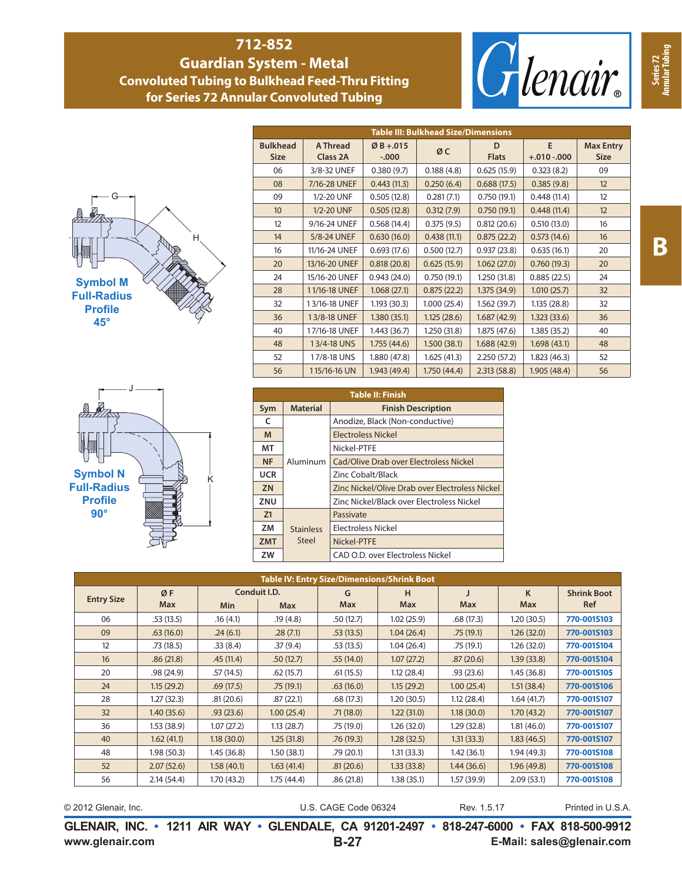# 712-852

## Guardian System - Metal

### Convoluted Tubing to Bulkhead Feed-Thru Fitting for Series 72 Annular Convoluted Tubing

G

H

**Symbol M Full-Radius Profile 45°**

J

K

**Symbol N Full-Radius Profile 90°**

| Table III: Bulkhead Size/Dimensions | | | | | | |
|---|---|---|---|---|---|---|
| Bulkhead Size | A Thread Class 2A | Ø B +.015 -.000 | Ø C | D Flats | E +.010 -.000 | Max Entry Size |
| 06 | 3/8-32 UNEF | 0.380 (9.7) | 0.188 (4.8) | 0.625 (15.9) | 0.323 (8.2) | 09 |
| 08 | 7/16-28 UNEF | 0.443 (11.3) | 0.250 (6.4) | 0.688 (17.5) | 0.385 (9.8) | 12 |
| 09 | 1/2-20 UNF | 0.505 (12.8) | 0.281 (7.1) | 0.750 (19.1) | 0.448 (11.4) | 12 |
| 10 | 1/2-20 UNF | 0.505 (12.8) | 0.312 (7.9) | 0.750 (19.1) | 0.448 (11.4) | 12 |
| 12 | 9/16-24 UNEF | 0.568 (14.4) | 0.375 (9.5) | 0.812 (20.6) | 0.510 (13.0) | 16 |
| 14 | 5/8-24 UNEF | 0.630 (16.0) | 0.438 (11.1) | 0.875 (22.2) | 0.573 (14.6) | 16 |
| 16 | 11/16-24 UNEF | 0.693 (17.6) | 0.500 (12.7) | 0.937 (23.8) | 0.635 (16.1) | 20 |
| 20 | 13/16-20 UNEF | 0.818 (20.8) | 0.625 (15.9) | 1.062 (27.0) | 0.760 (19.3) | 20 |
| 24 | 15/16-20 UNEF | 0.943 (24.0) | 0.750 (19.1) | 1.250 (31.8) | 0.885 (22.5) | 24 |
| 28 | 1 1/16-18 UNEF | 1.068 (27.1) | 0.875 (22.2) | 1.375 (34.9) | 1.010 (25.7) | 32 |
| 32 | 1 3/16-18 UNEF | 1.193 (30.3) | 1.000 (25.4) | 1.562 (39.7) | 1.135 (28.8) | 32 |
| 36 | 1 3/8-18 UNEF | 1.380 (35.1) | 1.125 (28.6) | 1.687 (42.9) | 1.323 (33.6) | 36 |
| 40 | 1 7/16-18 UNEF | 1.443 (36.7) | 1.250 (31.8) | 1.875 (47.6) | 1.385 (35.2) | 40 |
| 48 | 1 3/4-18 UNS | 1.755 (44.6) | 1.500 (38.1) | 1.688 (42.9) | 1.698 (43.1) | 48 |
| 52 | 1 7/8-18 UNS | 1.880 (47.8) | 1.625 (41.3) | 2.250 (57.2) | 1.823 (46.3) | 52 |
| 56 | 1 15/16-16 UN | 1.943 (49.4) | 1.750 (44.4) | 2.313 (58.8) | 1.905 (48.4) | 56 |

| Table II: Finish | | |
|---|---|---|
| Sym | Material | Finish Description |
| C | Aluminum | Anodize, Black (Non-conductive) |
| M | | Electroless Nickel |
| MT | | Nickel-PTFE |
| NF | | Cad/Olive Drab over Electroless Nickel |
| UCR | | Zinc Cobalt/Black |
| ZN | | Zinc Nickel/Olive Drab over Electroless Nickel |
| ZNU | | Zinc Nickel/Black over Electroless Nickel |
| Z1 | Stainless Steel | Passivate |
| ZM | | Electroless Nickel |
| ZMT | | Nickel-PTFE |
| ZW | | CAD O.D. over Electroless Nickel |

| Table IV: Entry Size/Dimensions/Shrink Boot | | | | | | | | |
|---|---|---|---|---|---|---|---|---|
| Entry Size | Ø F Max | Conduit I.D. Min | Conduit I.D. Max | G Max | H Max | J Max | K Max | Shrink Boot Ref |
| 06 | .53 (13.5) | .16 (4.1) | .19 (4.8) | .50 (12.7) | 1.02 (25.9) | .68 (17.3) | 1.20 (30.5) | 770-001S103 |
| 09 | .63 (16.0) | .24 (6.1) | .28 (7.1) | .53 (13.5) | 1.04 (26.4) | .75 (19.1) | 1.26 (32.0) | 770-001S103 |
| 12 | .73 (18.5) | .33 (8.4) | .37 (9.4) | .53 (13.5) | 1.04 (26.4) | .75 (19.1) | 1.26 (32.0) | 770-001S104 |
| 16 | .86 (21.8) | .45 (11.4) | .50 (12.7) | .55 (14.0) | 1.07 (27.2) | .87 (20.6) | 1.39 (33.8) | 770-001S104 |
| 20 | .98 (24.9) | .57 (14.5) | .62 (15.7) | .61 (15.5) | 1.12 (28.4) | .93 (23.6) | 1.45 (36.8) | 770-001S105 |
| 24 | 1.15 (29.2) | .69 (17.5) | .75 (19.1) | .63 (16.0) | 1.15 (29.2) | 1.00 (25.4) | 1.51 (38.4) | 770-001S106 |
| 28 | 1.27 (32.3) | .81 (20.6) | .87 (22.1) | .68 (17.3) | 1.20 (30.5) | 1.12 (28.4) | 1.64 (41.7) | 770-001S107 |
| 32 | 1.40 (35.6) | .93 (23.6) | 1.00 (25.4) | .71 (18.0) | 1.22 (31.0) | 1.18 (30.0) | 1.70 (43.2) | 770-001S107 |
| 36 | 1.53 (38.9) | 1.07 (27.2) | 1.13 (28.7) | .75 (19.0) | 1.26 (32.0) | 1.29 (32.8) | 1.81 (46.0) | 770-001S107 |
| 40 | 1.62 (41.1) | 1.18 (30.0) | 1.25 (31.8) | .76 (19.3) | 1.28 (32.5) | 1.31 (33.3) | 1.83 (46.5) | 770-001S107 |
| 48 | 1.98 (50.3) | 1.45 (36.8) | 1.50 (38.1) | .79 (20.1) | 1.31 (33.3) | 1.42 (36.1) | 1.94 (49.3) | 770-001S108 |
| 52 | 2.07 (52.6) | 1.58 (40.1) | 1.63 (41.4) | .81 (20.6) | 1.33 (33.8) | 1.44 (36.6) | 1.96 (49.8) | 770-001S108 |
| 56 | 2.14 (54.4) | 1.70 (43.2) | 1.75 (44.4) | .86 (21.8) | 1.38 (35.1) | 1.57 (39.9) | 2.09 (53.1) | 770-001S108 |

© 2012 Glenair, Inc. U.S. CAGE Code 06324 Rev. 1.5.17 Printed in U.S.A.

**GLENAIR, INC. • 1211 AIR WAY • GLENDALE, CA 91201-2497 • 818-247-6000 • FAX 818-500-9912**
**www.glenair.com** **E-Mail: sales@glenair.com**